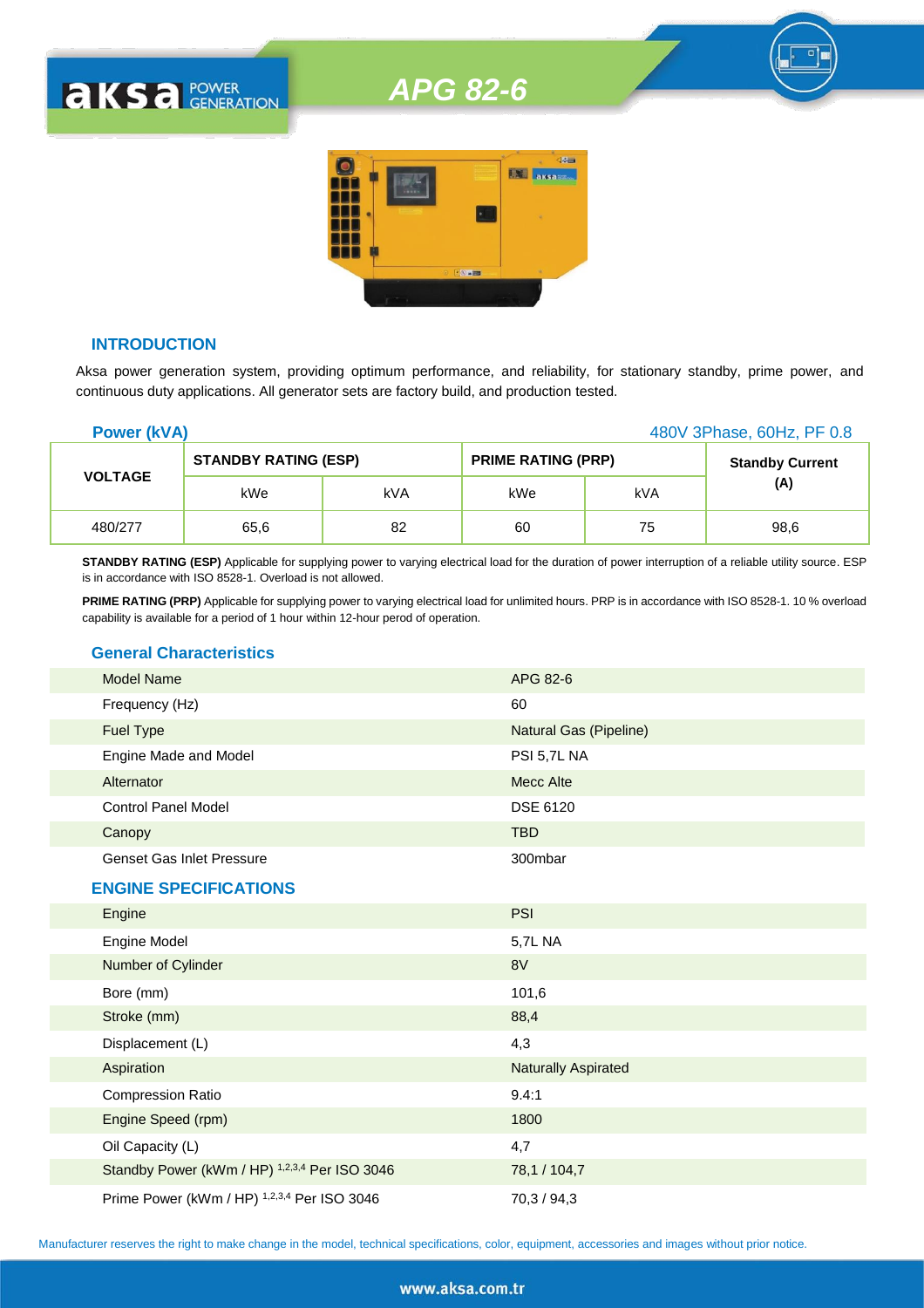# APG 82-6

## INTRODUCTION

Aksa power generation system, providing optimum performance, and reliability, for stationary standby, prime power, and continuous duty applications. All generator sets are factory build, and production tested.

**Power (kVA)** 480V 3Phase, 60Hz, PF 0.8

| VOLTAGE | STANDBY RATING (ESP) | | PRIME RATING (PRP) | | Standby Current (A) |
|---|---|---|---|---|---|
| | kWe | kVA | kWe | kVA | |
| 480/277 | 65,6 | 82 | 60 | 75 | 98,6 |

**STANDBY RATING (ESP)** Applicable for supplying power to varying electrical load for the duration of power interruption of a reliable utility source. ESP is in accordance with ISO 8528-1. Overload is not allowed.

**PRIME RATING (PRP)** Applicable for supplying power to varying electrical load for unlimited hours. PRP is in accordance with ISO 8528-1. 10 % overload capability is available for a period of 1 hour within 12-hour perod of operation.

## General Characteristics

| | |
|---|---|
| Model Name | APG 82-6 |
| Frequency (Hz) | 60 |
| Fuel Type | Natural Gas (Pipeline) |
| Engine Made and Model | PSI 5,7L NA |
| Alternator | Mecc Alte |
| Control Panel Model | DSE 6120 |
| Canopy | TBD |
| Genset Gas Inlet Pressure | 300mbar |

## ENGINE SPECIFICATIONS

| | |
|---|---|
| Engine | PSI |
| Engine Model | 5,7L NA |
| Number of Cylinder | 8V |
| Bore (mm) | 101,6 |
| Stroke (mm) | 88,4 |
| Displacement (L) | 4,3 |
| Aspiration | Naturally Aspirated |
| Compression Ratio | 9.4:1 |
| Engine Speed (rpm) | 1800 |
| Oil Capacity (L) | 4,7 |
| Standby Power (kWm / HP) [1,2,3,4] Per ISO 3046 | 78,1 / 104,7 |
| Prime Power (kWm / HP) [1,2,3,4] Per ISO 3046 | 70,3 / 94,3 |

Manufacturer reserves the right to make change in the model, technical specifications, color, equipment, accessories and images without prior notice.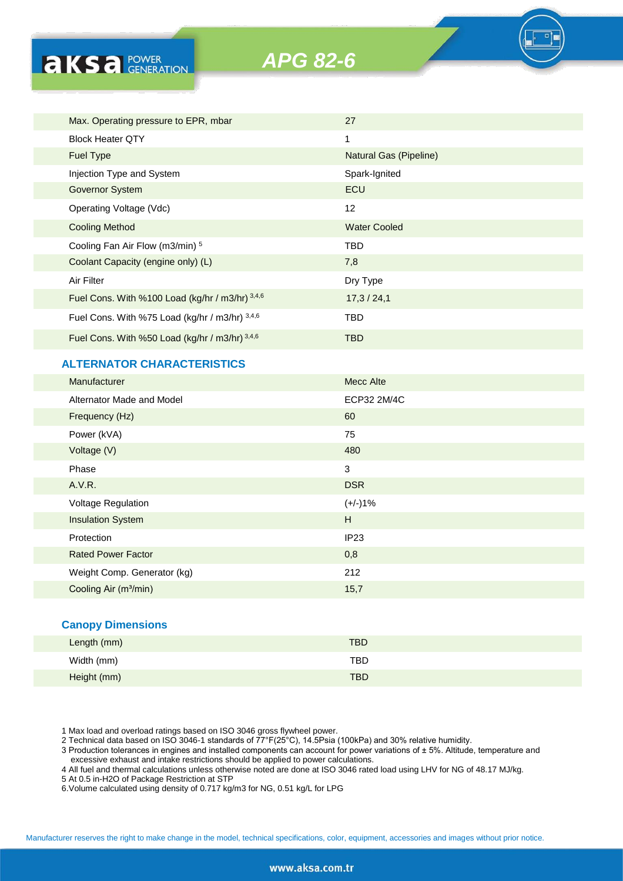# APG 82-6

| | |
|---|---|
| Max. Operating pressure to EPR, mbar | 27 |
| Block Heater QTY | 1 |
| Fuel Type | Natural Gas (Pipeline) |
| Injection Type and System | Spark-Ignited |
| Governor System | ECU |
| Operating Voltage (Vdc) | 12 |
| Cooling Method | Water Cooled |
| Cooling Fan Air Flow (m3/min) [5] | TBD |
| Coolant Capacity (engine only) (L) | 7,8 |
| Air Filter | Dry Type |
| Fuel Cons. With %100 Load (kg/hr / m3/hr) [3,4,6] | 17,3 / 24,1 |
| Fuel Cons. With %75 Load (kg/hr / m3/hr) [3,4,6] | TBD |
| Fuel Cons. With %50 Load (kg/hr / m3/hr) [3,4,6] | TBD |

## ALTERNATOR CHARACTERISTICS

| | |
|---|---|
| Manufacturer | Mecc Alte |
| Alternator Made and Model | ECP32 2M/4C |
| Frequency (Hz) | 60 |
| Power (kVA) | 75 |
| Voltage (V) | 480 |
| Phase | 3 |
| A.V.R. | DSR |
| Voltage Regulation | (+/-)1% |
| Insulation System | H |
| Protection | IP23 |
| Rated Power Factor | 0,8 |
| Weight Comp. Generator (kg) | 212 |
| Cooling Air (m³/min) | 15,7 |

## Canopy Dimensions

| | |
|---|---|
| Length (mm) | TBD |
| Width (mm) | TBD |
| Height (mm) | TBD |

1 Max load and overload ratings based on ISO 3046 gross flywheel power.
2 Technical data based on ISO 3046-1 standards of 77°F(25°C), 14.5Psia (100kPa) and 30% relative humidity.
3 Production tolerances in engines and installed components can account for power variations of ± 5%. Altitude, temperature and excessive exhaust and intake restrictions should be applied to power calculations.
4 All fuel and thermal calculations unless otherwise noted are done at ISO 3046 rated load using LHV for NG of 48.17 MJ/kg.
5 At 0.5 in-H2O of Package Restriction at STP
6.Volume calculated using density of 0.717 kg/m3 for NG, 0.51 kg/L for LPG

Manufacturer reserves the right to make change in the model, technical specifications, color, equipment, accessories and images without prior notice.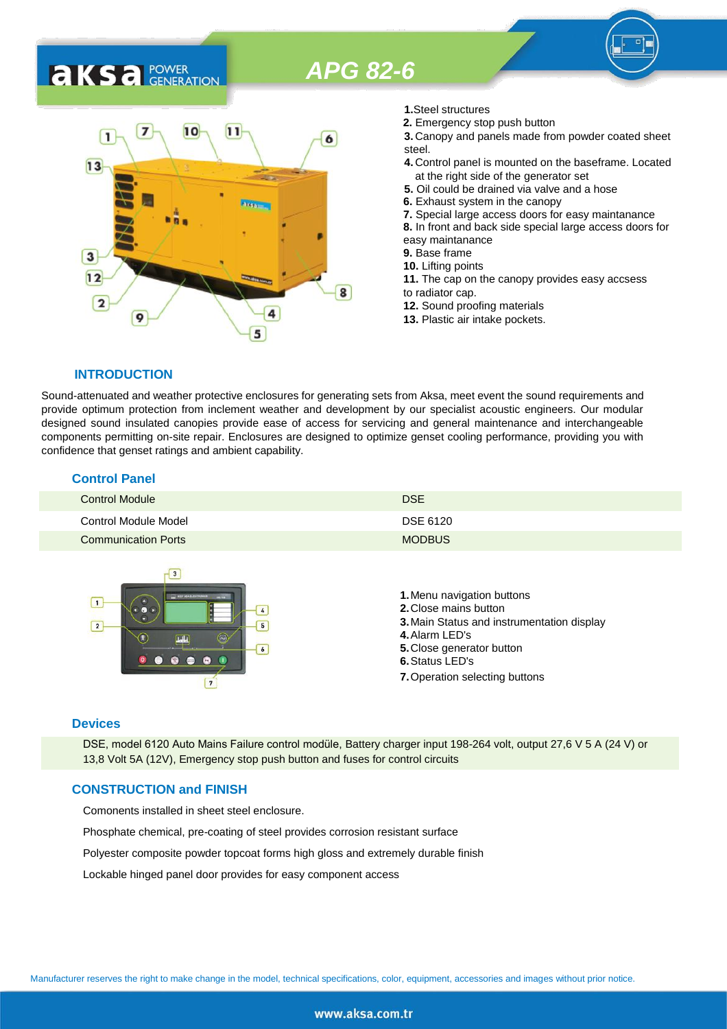# APG 82-6

1. Steel structures
2. Emergency stop push button
3. Canopy and panels made from powder coated sheet steel.
4. Control panel is mounted on the baseframe. Located at the right side of the generator set
5. Oil could be drained via valve and a hose
6. Exhaust system in the canopy
7. Special large access doors for easy maintanance
8. In front and back side special large access doors for easy maintanance
9. Base frame
10. Lifting points
11. The cap on the canopy provides easy accsess to radiator cap.
12. Sound proofing materials
13. Plastic air intake pockets.

## INTRODUCTION

Sound-attenuated and weather protective enclosures for generating sets from Aksa, meet event the sound requirements and provide optimum protection from inclement weather and development by our specialist acoustic engineers. Our modular designed sound insulated canopies provide ease of access for servicing and general maintenance and interchangeable components permitting on-site repair. Enclosures are designed to optimize genset cooling performance, providing you with confidence that genset ratings and ambient capability.

## Control Panel

| | |
|---|---|
| Control Module | DSE |
| Control Module Model | DSE 6120 |
| Communication Ports | MODBUS |

1. Menu navigation buttons
2. Close mains button
3. Main Status and instrumentation display
4. Alarm LED's
5. Close generator button
6. Status LED's
7. Operation selecting buttons

## Devices

DSE, model 6120 Auto Mains Failure control modüle, Battery charger input 198-264 volt, output 27,6 V 5 A (24 V) or 13,8 Volt 5A (12V), Emergency stop push button and fuses for control circuits

## CONSTRUCTION and FINISH

Comonents installed in sheet steel enclosure.

Phosphate chemical, pre-coating of steel provides corrosion resistant surface

Polyester composite powder topcoat forms high gloss and extremely durable finish

Lockable hinged panel door provides for easy component access

Manufacturer reserves the right to make change in the model, technical specifications, color, equipment, accessories and images without prior notice.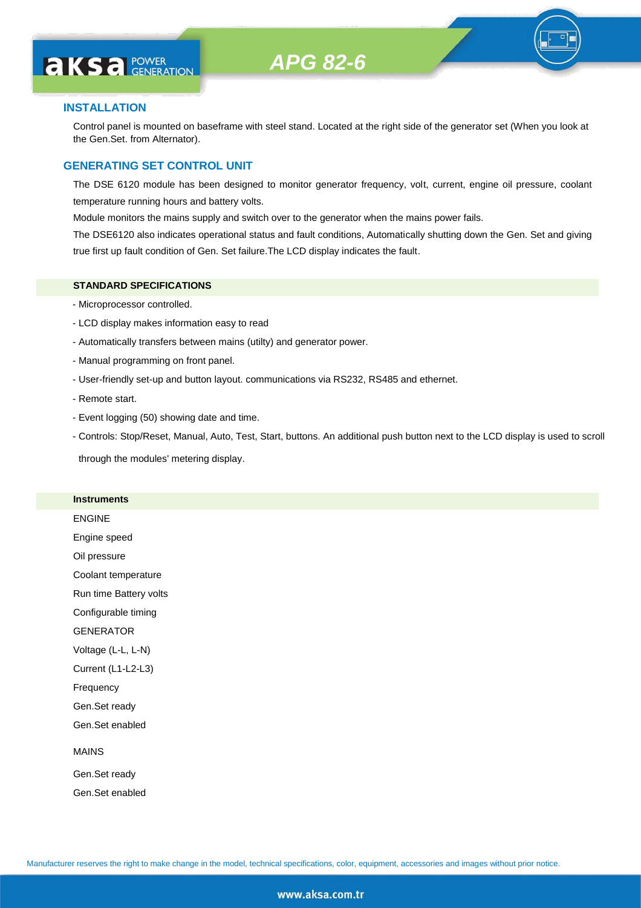# APG 82-6

## INSTALLATION

Control panel is mounted on baseframe with steel stand. Located at the right side of the generator set (When you look at the Gen.Set. from Alternator).

## GENERATING SET CONTROL UNIT

The DSE 6120 module has been designed to monitor generator frequency, volt, current, engine oil pressure, coolant temperature running hours and battery volts.

Module monitors the mains supply and switch over to the generator when the mains power fails.

The DSE6120 also indicates operational status and fault conditions, Automatically shutting down the Gen. Set and giving true first up fault condition of Gen. Set failure.The LCD display indicates the fault.

### STANDARD SPECIFICATIONS

- Microprocessor controlled.
- LCD display makes information easy to read
- Automatically transfers between mains (utilty) and generator power.
- Manual programming on front panel.
- User-friendly set-up and button layout. communications via RS232, RS485 and ethernet.
- Remote start.
- Event logging (50) showing date and time.
- Controls: Stop/Reset, Manual, Auto, Test, Start, buttons. An additional push button next to the LCD display is used to scroll through the modules' metering display.

### Instruments

ENGINE

Engine speed

Oil pressure

Coolant temperature

Run time Battery volts

Configurable timing

GENERATOR

Voltage (L-L, L-N)

Current (L1-L2-L3)

Frequency

Gen.Set ready

Gen.Set enabled

MAINS

Gen.Set ready

Gen.Set enabled

Manufacturer reserves the right to make change in the model, technical specifications, color, equipment, accessories and images without prior notice.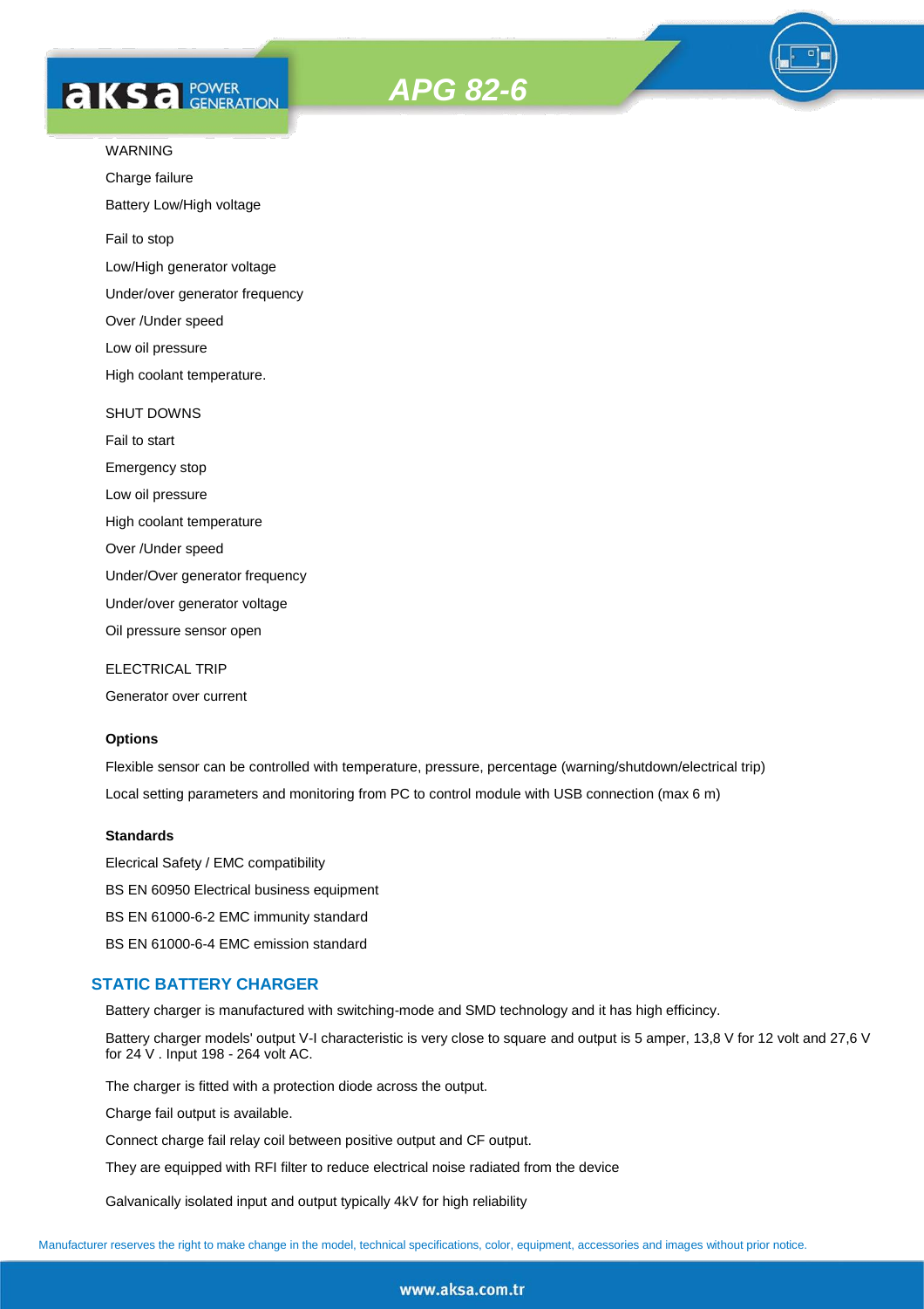WARNING

Charge failure

Battery Low/High voltage

Fail to stop

Low/High generator voltage

Under/over generator frequency

Over /Under speed

Low oil pressure

High coolant temperature.

SHUT DOWNS

Fail to start

Emergency stop

Low oil pressure

High coolant temperature

Over /Under speed

Under/Over generator frequency

Under/over generator voltage

Oil pressure sensor open

ELECTRICAL TRIP

Generator over current

**Options**

Flexible sensor can be controlled with temperature, pressure, percentage (warning/shutdown/electrical trip)

Local setting parameters and monitoring from PC to control module with USB connection (max 6 m)

**Standards**

Elecrical Safety / EMC compatibility

BS EN 60950 Electrical business equipment

BS EN 61000-6-2 EMC immunity standard

BS EN 61000-6-4 EMC emission standard

## STATIC BATTERY CHARGER

Battery charger is manufactured with switching-mode and SMD technology and it has high efficincy.

Battery charger models' output V-I characteristic is very close to square and output is 5 amper, 13,8 V for 12 volt and 27,6 V for 24 V . Input 198 - 264 volt AC.

The charger is fitted with a protection diode across the output.

Charge fail output is available.

Connect charge fail relay coil between positive output and CF output.

They are equipped with RFI filter to reduce electrical noise radiated from the device

Galvanically isolated input and output typically 4kV for high reliability

Manufacturer reserves the right to make change in the model, technical specifications, color, equipment, accessories and images without prior notice.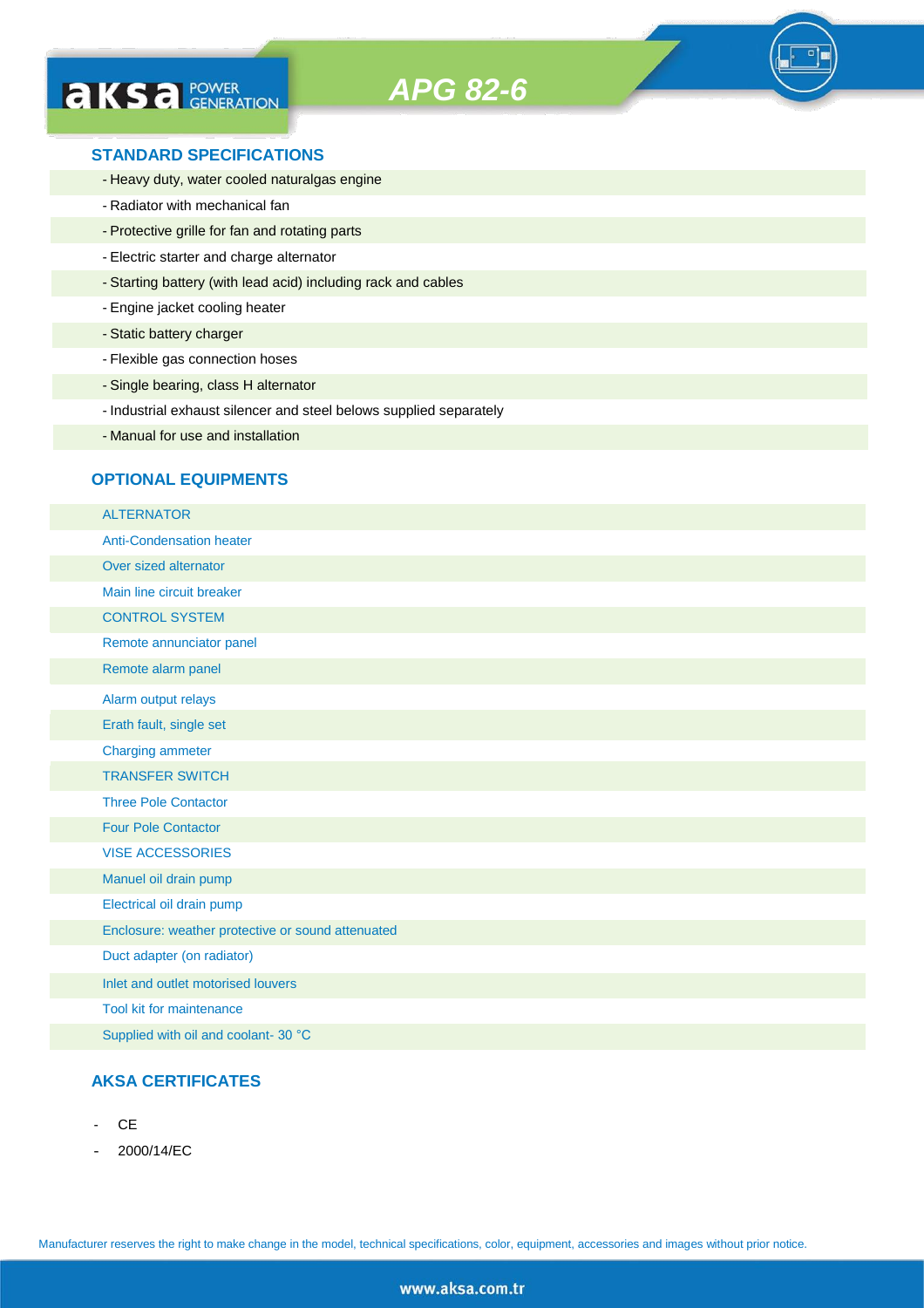# APG 82-6

## STANDARD SPECIFICATIONS

- Heavy duty, water cooled naturalgas engine
- Radiator with mechanical fan
- Protective grille for fan and rotating parts
- Electric starter and charge alternator
- Starting battery (with lead acid) including rack and cables
- Engine jacket cooling heater
- Static battery charger
- Flexible gas connection hoses
- Single bearing, class H alternator
- Industrial exhaust silencer and steel belows supplied separately
- Manual for use and installation

## OPTIONAL EQUIPMENTS

ALTERNATOR

Anti-Condensation heater

Over sized alternator

Main line circuit breaker

CONTROL SYSTEM

Remote annunciator panel

Remote alarm panel

Alarm output relays

Erath fault, single set

Charging ammeter

TRANSFER SWITCH

Three Pole Contactor

Four Pole Contactor

VISE ACCESSORIES

Manuel oil drain pump

Electrical oil drain pump

Enclosure: weather protective or sound attenuated

Duct adapter (on radiator)

Inlet and outlet motorised louvers

Tool kit for maintenance

Supplied with oil and coolant- 30 °C

## AKSA CERTIFICATES

- CE
- 2000/14/EC

Manufacturer reserves the right to make change in the model, technical specifications, color, equipment, accessories and images without prior notice.

www.aksa.com.tr